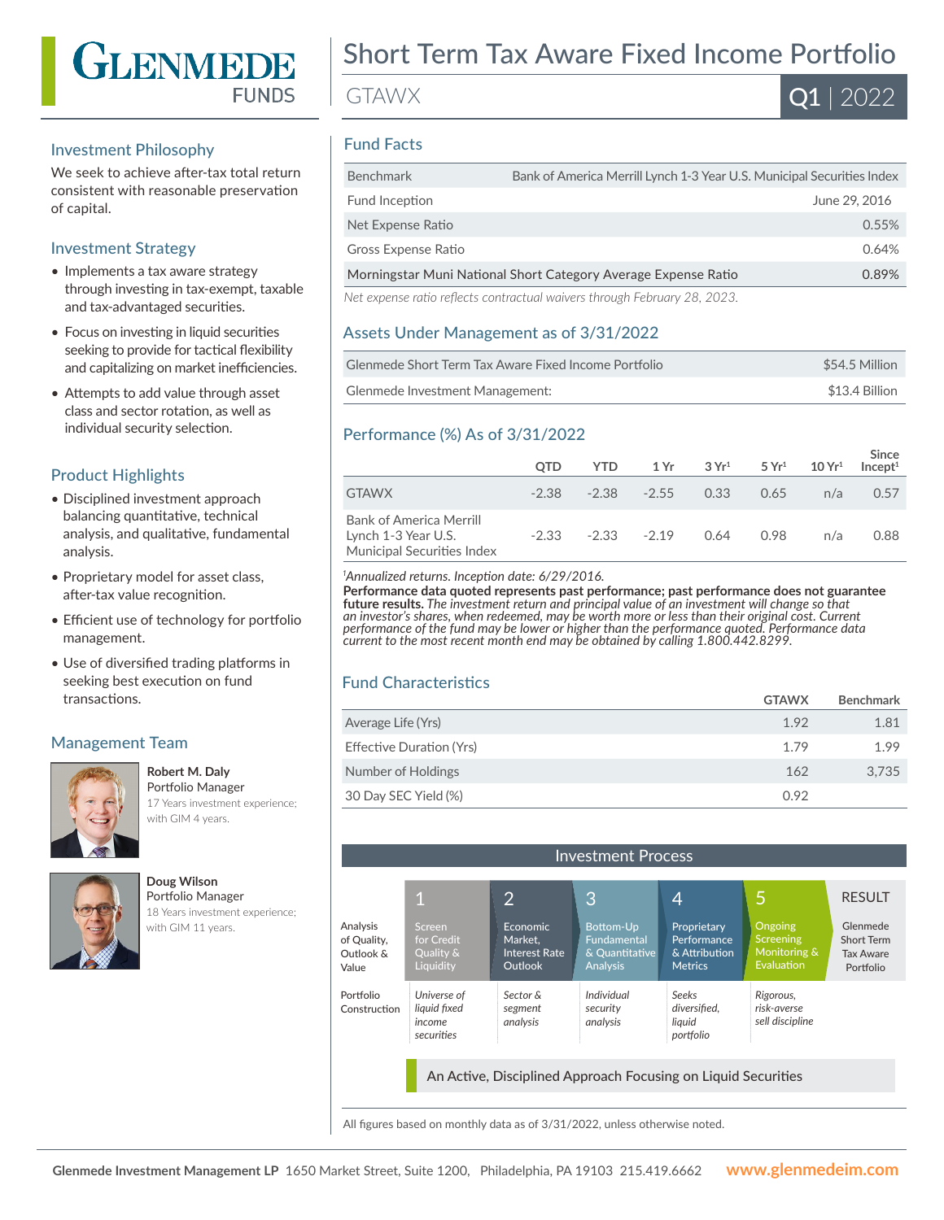# GLENMEDE FUNDS

# Short Term Tax Aware Fixed Income Portfolio

GTAWX

**Q1** | 2022

## Investment Philosophy

We seek to achieve after-tax total return consistent with reasonable preservation of capital.

## Investment Strategy

- Implements a tax aware strategy through investing in tax-exempt, taxable and tax-advantaged securities.
- Focus on investing in liquid securities seeking to provide for tactical flexibility and capitalizing on market inefficiencies.
- Attempts to add value through asset class and sector rotation, as well as individual security selection.

## Product Highlights

- Disciplined investment approach balancing quantitative, technical analysis, and qualitative, fundamental analysis.
- Proprietary model for asset class, after-tax value recognition.
- Efficient use of technology for portfolio management.
- Use of diversified trading platforms in seeking best execution on fund transactions.

## Management Team

**Robert M. Daly**
Portfolio Manager
17 Years investment experience; with GIM 4 years.

**Doug Wilson**
Portfolio Manager
18 Years investment experience; with GIM 11 years.

## Fund Facts

| | |
|---|---|
| Benchmark | Bank of America Merrill Lynch 1-3 Year U.S. Municipal Securities Index |
| Fund Inception | June 29, 2016 |
| Net Expense Ratio | 0.55% |
| Gross Expense Ratio | 0.64% |
| Morningstar Muni National Short Category Average Expense Ratio | 0.89% |

*Net expense ratio reflects contractual waivers through February 28, 2023.*

## Assets Under Management as of 3/31/2022

| | |
|---|---|
| Glenmede Short Term Tax Aware Fixed Income Portfolio | $54.5 Million |
| Glenmede Investment Management: | $13.4 Billion |

## Performance (%) As of 3/31/2022

| | QTD | YTD | 1 Yr | 3 Yr[1] | 5 Yr[1] | 10 Yr[1] | Since Incept[1] |
|---|---|---|---|---|---|---|---|
| GTAWX | -2.38 | -2.38 | -2.55 | 0.33 | 0.65 | n/a | 0.57 |
| Bank of America Merrill Lynch 1-3 Year U.S. Municipal Securities Index | -2.33 | -2.33 | -2.19 | 0.64 | 0.98 | n/a | 0.88 |

[1]*Annualized returns. Inception date: 6/29/2016.*
**Performance data quoted represents past performance; past performance does not guarantee future results.** *The investment return and principal value of an investment will change so that an investor's shares, when redeemed, may be worth more or less than their original cost. Current performance of the fund may be lower or higher than the performance quoted. Performance data current to the most recent month end may be obtained by calling 1.800.442.8299.*

## Fund Characteristics

| | GTAWX | Benchmark |
|---|---|---|
| Average Life (Yrs) | 1.92 | 1.81 |
| Effective Duration (Yrs) | 1.79 | 1.99 |
| Number of Holdings | 162 | 3,735 |
| 30 Day SEC Yield (%) | 0.92 | |

## Investment Process

| | 1 | 2 | 3 | 4 | 5 | RESULT |
|---|---|---|---|---|---|---|
| Analysis of Quality, Outlook & Value | Screen for Credit Quality & Liquidity | Economic Market, Interest Rate Outlook | Bottom-Up Fundamental & Quantitative Analysis | Proprietary Performance & Attribution Metrics | Ongoing Screening Monitoring & Evaluation | Glenmede Short Term Tax Aware Portfolio |
| Portfolio Construction | *Universe of liquid fixed income securities* | *Sector & segment analysis* | *Individual security analysis* | *Seeks diversified, liquid portfolio* | *Rigorous, risk-averse sell discipline* | |

An Active, Disciplined Approach Focusing on Liquid Securities

All figures based on monthly data as of 3/31/2022, unless otherwise noted.

**Glenmede Investment Management LP** 1650 Market Street, Suite 1200, Philadelphia, PA 19103 215.419.6662 **www.glenmedeim.com**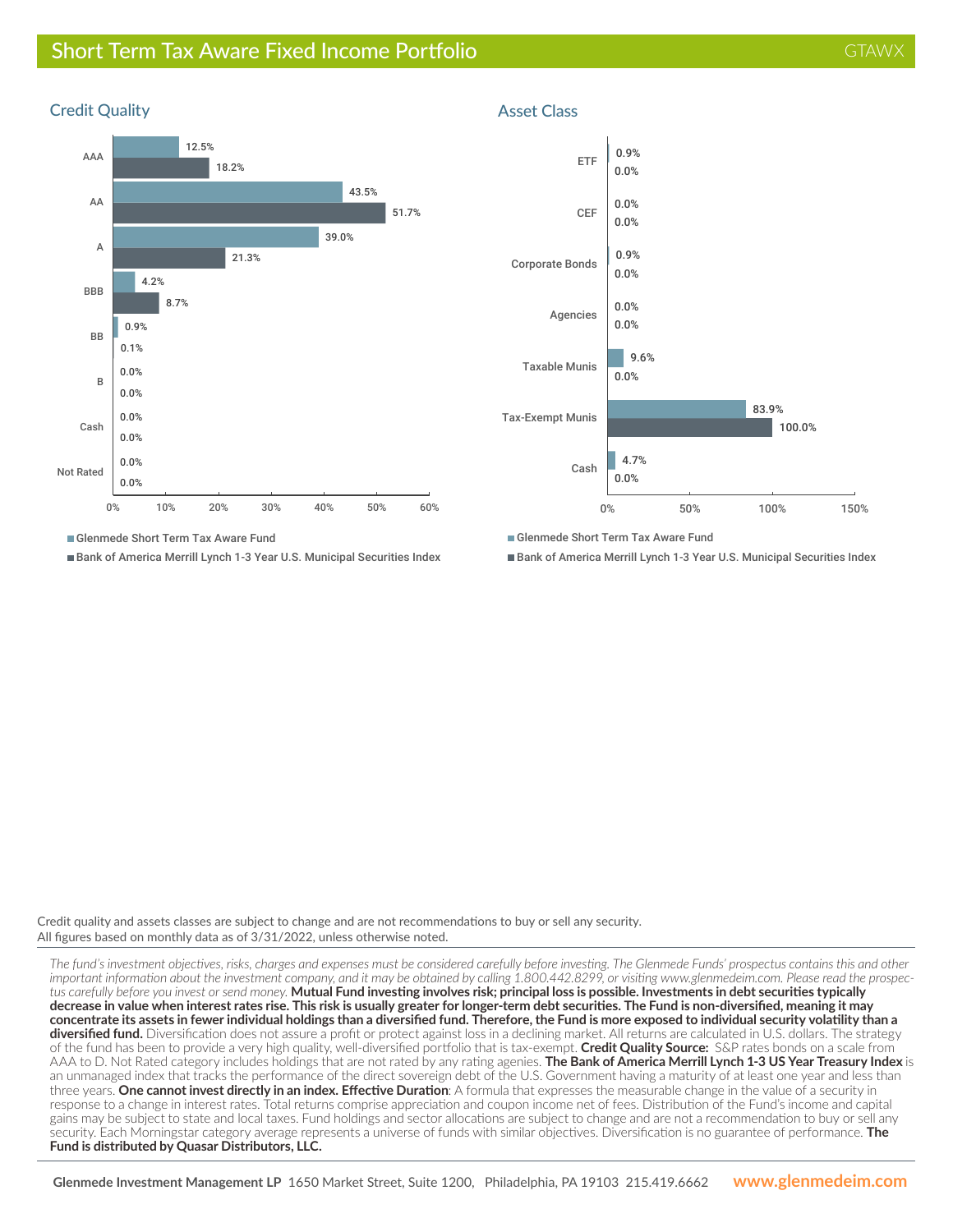## Short Term Tax Aware Fixed Income Portfolio

GTAWX

### Credit Quality

AAA
12.5%
18.2%

AA
43.5%
51.7%

A
39.0%
21.3%

BBB
4.2%
8.7%

BB
0.9%
0.1%

B
0.0%
0.0%

Cash
0.0%
0.0%

Not Rated
0.0%
0.0%

0% 10% 20% 30% 40% 50% 60%

Glenmede Short Term Tax Aware Fund

Bank of America Merrill Lynch 1-3 Year U.S. Municipal Securities Index

### Asset Class

ETF
0.9%
0.0%

CEF
0.0%
0.0%

Corporate Bonds
0.9%
0.0%

Agencies
0.0%
0.0%

Taxable Munis
9.6%
0.0%

Tax-Exempt Munis
83.9%
100.0%

Cash
4.7%
0.0%

0% 50% 100% 150%

Glenmede Short Term Tax Aware Fund

Bank of America Merrill Lynch 1-3 Year U.S. Municipal Securities Index

Credit quality and assets classes are subject to change and are not recommendations to buy or sell any security.
All figures based on monthly data as of 3/31/2022, unless otherwise noted.

*The fund's investment objectives, risks, charges and expenses must be considered carefully before investing. The Glenmede Funds' prospectus contains this and other important information about the investment company, and it may be obtained by calling 1.800.442.8299, or visiting www.glenmedeim.com. Please read the prospectus carefully before you invest or send money.* **Mutual Fund investing involves risk; principal loss is possible. Investments in debt securities typically decrease in value when interest rates rise. This risk is usually greater for longer-term debt securities. The Fund is non-diversified, meaning it may concentrate its assets in fewer individual holdings than a diversified fund. Therefore, the Fund is more exposed to individual security volatility than a diversified fund.** Diversification does not assure a profit or protect against loss in a declining market. All returns are calculated in U.S. dollars. The strategy of the fund has been to provide a very high quality, well-diversified portfolio that is tax-exempt. **Credit Quality Source:** S&P rates bonds on a scale from AAA to D. Not Rated category includes holdings that are not rated by any rating agenies. **The Bank of America Merrill Lynch 1-3 US Year Treasury Index** is an unmanaged index that tracks the performance of the direct sovereign debt of the U.S. Government having a maturity of at least one year and less than three years. **One cannot invest directly in an index. Effective Duration**: A formula that expresses the measurable change in the value of a security in response to a change in interest rates. Total returns comprise appreciation and coupon income net of fees. Distribution of the Fund's income and capital gains may be subject to state and local taxes. Fund holdings and sector allocations are subject to change and are not a recommendation to buy or sell any security. Each Morningstar category average represents a universe of funds with similar objectives. Diversification is no guarantee of performance. **The Fund is distributed by Quasar Distributors, LLC.**

**Glenmede Investment Management LP** 1650 Market Street, Suite 1200, Philadelphia, PA 19103 215.419.6662 **www.glenmedeim.com**